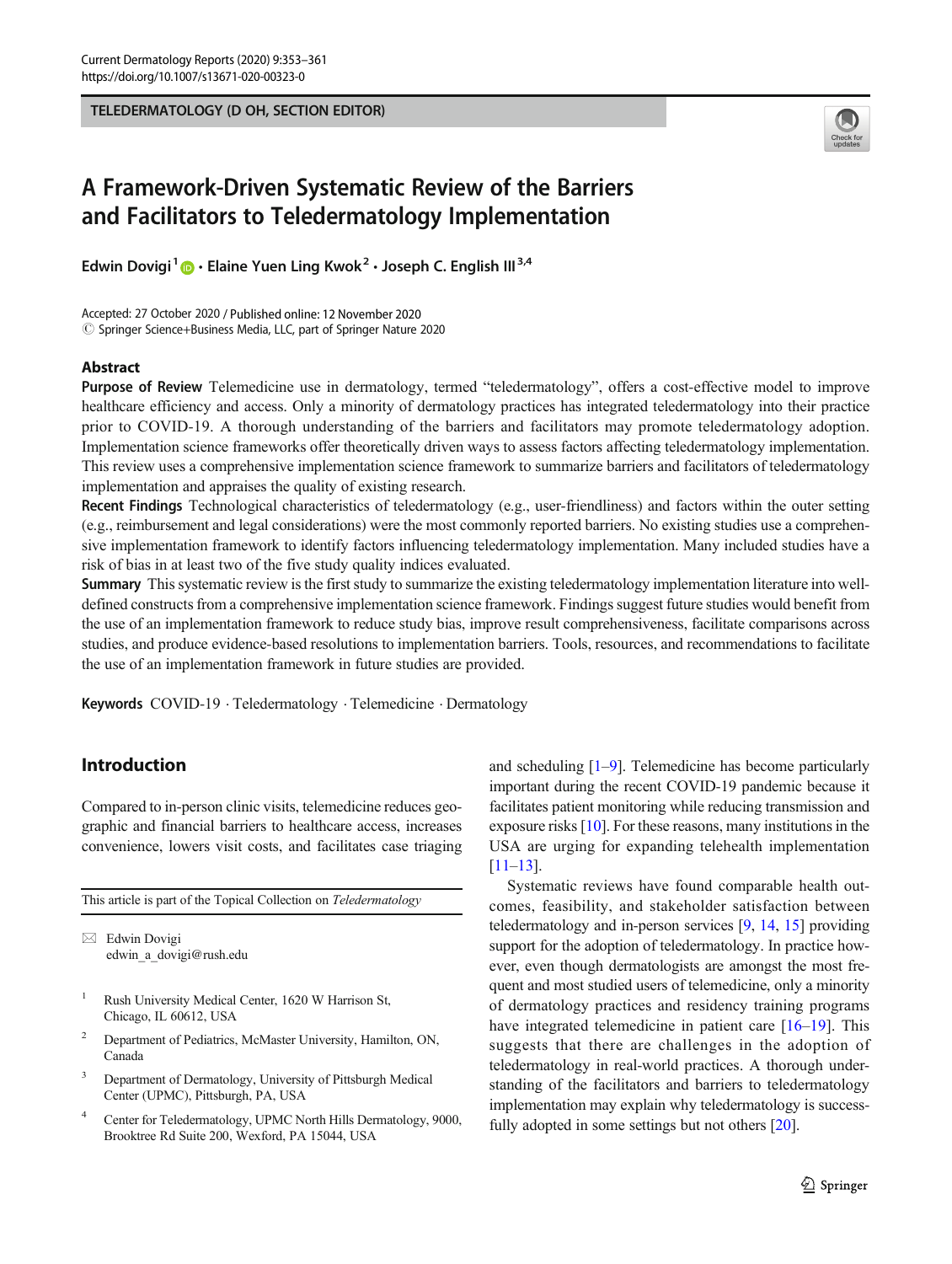TELEDERMATOLOGY (D OH, SECTION EDITOR)

# A Framework-Driven Systematic Review of the Barriers and Facilitators to Teledermatology Implementation

Edwin Dovigi [1] · Elaine Yuen Ling Kwok [2] · Joseph C. English III [3,4]

Accepted: 27 October 2020 / Published online: 12 November 2020
© Springer Science+Business Media, LLC, part of Springer Nature 2020

## Abstract

**Purpose of Review** Telemedicine use in dermatology, termed "teledermatology", offers a cost-effective model to improve healthcare efficiency and access. Only a minority of dermatology practices has integrated teledermatology into their practice prior to COVID-19. A thorough understanding of the barriers and facilitators may promote teledermatology adoption. Implementation science frameworks offer theoretically driven ways to assess factors affecting teledermatology implementation. This review uses a comprehensive implementation science framework to summarize barriers and facilitators of teledermatology implementation and appraises the quality of existing research.

**Recent Findings** Technological characteristics of teledermatology (e.g., user-friendliness) and factors within the outer setting (e.g., reimbursement and legal considerations) were the most commonly reported barriers. No existing studies use a comprehensive implementation framework to identify factors influencing teledermatology implementation. Many included studies have a risk of bias in at least two of the five study quality indices evaluated.

**Summary** This systematic review is the first study to summarize the existing teledermatology implementation literature into well-defined constructs from a comprehensive implementation science framework. Findings suggest future studies would benefit from the use of an implementation framework to reduce study bias, improve result comprehensiveness, facilitate comparisons across studies, and produce evidence-based resolutions to implementation barriers. Tools, resources, and recommendations to facilitate the use of an implementation framework in future studies are provided.

**Keywords** COVID-19 · Teledermatology · Telemedicine · Dermatology

## Introduction

Compared to in-person clinic visits, telemedicine reduces geographic and financial barriers to healthcare access, increases convenience, lowers visit costs, and facilitates case triaging and scheduling [1–9]. Telemedicine has become particularly important during the recent COVID-19 pandemic because it facilitates patient monitoring while reducing transmission and exposure risks [10]. For these reasons, many institutions in the USA are urging for expanding telehealth implementation [11–13].

Systematic reviews have found comparable health outcomes, feasibility, and stakeholder satisfaction between teledermatology and in-person services [9, 14, 15] providing support for the adoption of teledermatology. In practice however, even though dermatologists are amongst the most frequent and most studied users of telemedicine, only a minority of dermatology practices and residency training programs have integrated telemedicine in patient care [16–19]. This suggests that there are challenges in the adoption of teledermatology in real-world practices. A thorough understanding of the facilitators and barriers to teledermatology implementation may explain why teledermatology is successfully adopted in some settings but not others [20].

---

This article is part of the Topical Collection on *Teledermatology*

✉ Edwin Dovigi
edwin_a_dovigi@rush.edu

[1] Rush University Medical Center, 1620 W Harrison St, Chicago, IL 60612, USA

[2] Department of Pediatrics, McMaster University, Hamilton, ON, Canada

[3] Department of Dermatology, University of Pittsburgh Medical Center (UPMC), Pittsburgh, PA, USA

[4] Center for Teledermatology, UPMC North Hills Dermatology, 9000, Brooktree Rd Suite 200, Wexford, PA 15044, USA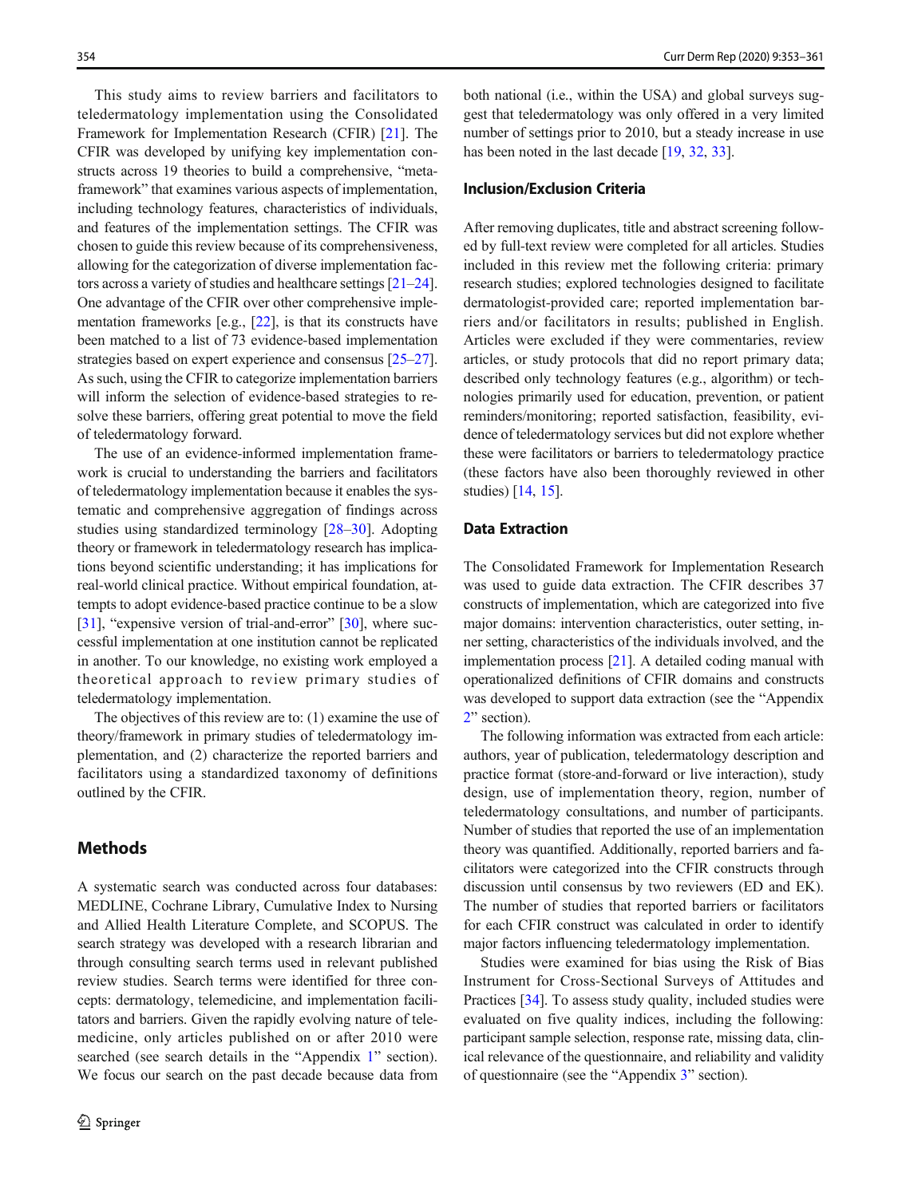This study aims to review barriers and facilitators to teledermatology implementation using the Consolidated Framework for Implementation Research (CFIR) [21]. The CFIR was developed by unifying key implementation constructs across 19 theories to build a comprehensive, "meta-framework" that examines various aspects of implementation, including technology features, characteristics of individuals, and features of the implementation settings. The CFIR was chosen to guide this review because of its comprehensiveness, allowing for the categorization of diverse implementation factors across a variety of studies and healthcare settings [21–24]. One advantage of the CFIR over other comprehensive implementation frameworks [e.g., [22], is that its constructs have been matched to a list of 73 evidence-based implementation strategies based on expert experience and consensus [25–27]. As such, using the CFIR to categorize implementation barriers will inform the selection of evidence-based strategies to resolve these barriers, offering great potential to move the field of teledermatology forward.

The use of an evidence-informed implementation framework is crucial to understanding the barriers and facilitators of teledermatology implementation because it enables the systematic and comprehensive aggregation of findings across studies using standardized terminology [28–30]. Adopting theory or framework in teledermatology research has implications beyond scientific understanding; it has implications for real-world clinical practice. Without empirical foundation, attempts to adopt evidence-based practice continue to be a slow [31], "expensive version of trial-and-error" [30], where successful implementation at one institution cannot be replicated in another. To our knowledge, no existing work employed a theoretical approach to review primary studies of teledermatology implementation.

The objectives of this review are to: (1) examine the use of theory/framework in primary studies of teledermatology implementation, and (2) characterize the reported barriers and facilitators using a standardized taxonomy of definitions outlined by the CFIR.

## Methods

A systematic search was conducted across four databases: MEDLINE, Cochrane Library, Cumulative Index to Nursing and Allied Health Literature Complete, and SCOPUS. The search strategy was developed with a research librarian and through consulting search terms used in relevant published review studies. Search terms were identified for three concepts: dermatology, telemedicine, and implementation facilitators and barriers. Given the rapidly evolving nature of telemedicine, only articles published on or after 2010 were searched (see search details in the "Appendix 1" section). We focus our search on the past decade because data from both national (i.e., within the USA) and global surveys suggest that teledermatology was only offered in a very limited number of settings prior to 2010, but a steady increase in use has been noted in the last decade [19, 32, 33].

### Inclusion/Exclusion Criteria

After removing duplicates, title and abstract screening followed by full-text review were completed for all articles. Studies included in this review met the following criteria: primary research studies; explored technologies designed to facilitate dermatologist-provided care; reported implementation barriers and/or facilitators in results; published in English. Articles were excluded if they were commentaries, review articles, or study protocols that did no report primary data; described only technology features (e.g., algorithm) or technologies primarily used for education, prevention, or patient reminders/monitoring; reported satisfaction, feasibility, evidence of teledermatology services but did not explore whether these were facilitators or barriers to teledermatology practice (these factors have also been thoroughly reviewed in other studies) [14, 15].

### Data Extraction

The Consolidated Framework for Implementation Research was used to guide data extraction. The CFIR describes 37 constructs of implementation, which are categorized into five major domains: intervention characteristics, outer setting, inner setting, characteristics of the individuals involved, and the implementation process [21]. A detailed coding manual with operationalized definitions of CFIR domains and constructs was developed to support data extraction (see the "Appendix 2" section).

The following information was extracted from each article: authors, year of publication, teledermatology description and practice format (store-and-forward or live interaction), study design, use of implementation theory, region, number of teledermatology consultations, and number of participants. Number of studies that reported the use of an implementation theory was quantified. Additionally, reported barriers and facilitators were categorized into the CFIR constructs through discussion until consensus by two reviewers (ED and EK). The number of studies that reported barriers or facilitators for each CFIR construct was calculated in order to identify major factors influencing teledermatology implementation.

Studies were examined for bias using the Risk of Bias Instrument for Cross-Sectional Surveys of Attitudes and Practices [34]. To assess study quality, included studies were evaluated on five quality indices, including the following: participant sample selection, response rate, missing data, clinical relevance of the questionnaire, and reliability and validity of questionnaire (see the "Appendix 3" section).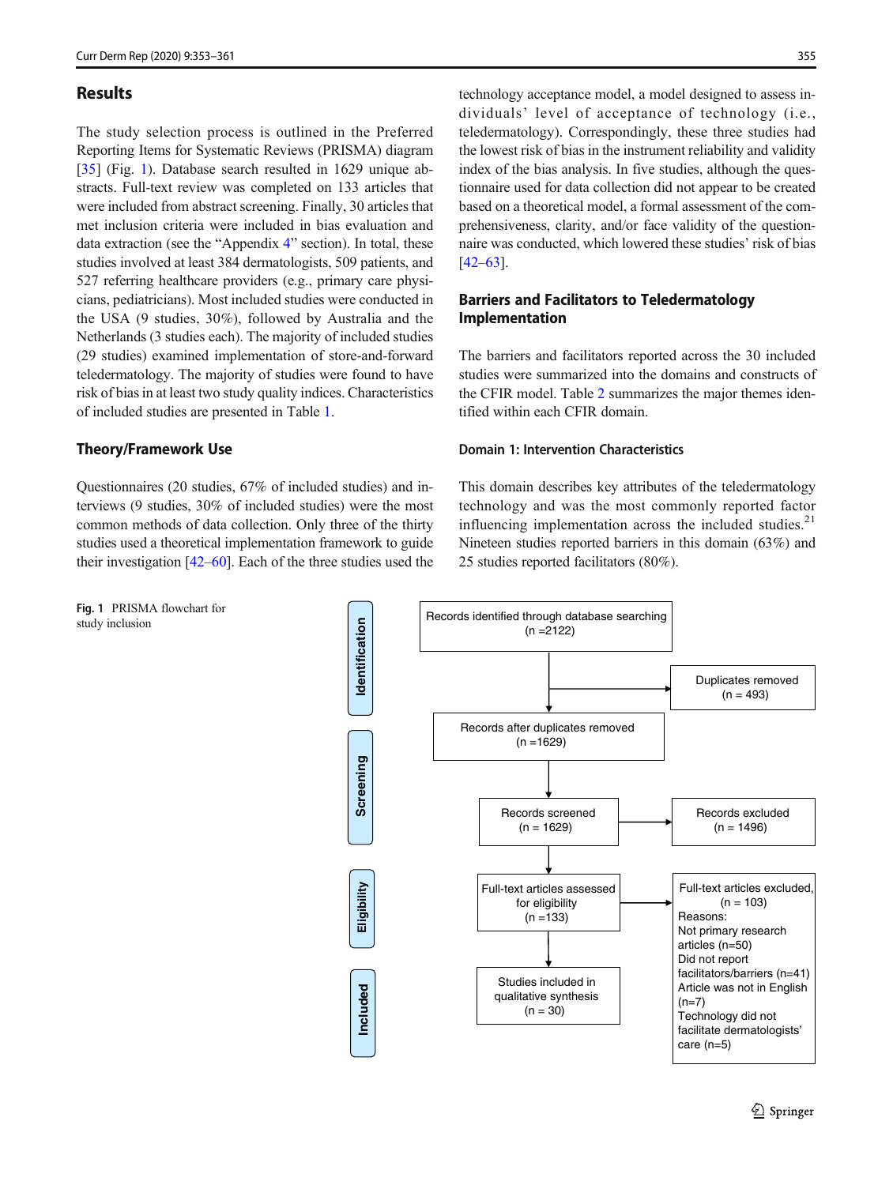## Results

The study selection process is outlined in the Preferred Reporting Items for Systematic Reviews (PRISMA) diagram [35] (Fig. 1). Database search resulted in 1629 unique abstracts. Full-text review was completed on 133 articles that were included from abstract screening. Finally, 30 articles that met inclusion criteria were included in bias evaluation and data extraction (see the "Appendix 4" section). In total, these studies involved at least 384 dermatologists, 509 patients, and 527 referring healthcare providers (e.g., primary care physicians, pediatricians). Most included studies were conducted in the USA (9 studies, 30%), followed by Australia and the Netherlands (3 studies each). The majority of included studies (29 studies) examined implementation of store-and-forward teledermatology. The majority of studies were found to have risk of bias in at least two study quality indices. Characteristics of included studies are presented in Table 1.

## Theory/Framework Use

Questionnaires (20 studies, 67% of included studies) and interviews (9 studies, 30% of included studies) were the most common methods of data collection. Only three of the thirty studies used a theoretical implementation framework to guide their investigation [42–60]. Each of the three studies used the technology acceptance model, a model designed to assess individuals' level of acceptance of technology (i.e., teledermatology). Correspondingly, these three studies had the lowest risk of bias in the instrument reliability and validity index of the bias analysis. In five studies, although the questionnaire used for data collection did not appear to be created based on a theoretical model, a formal assessment of the comprehensiveness, clarity, and/or face validity of the questionnaire was conducted, which lowered these studies' risk of bias [42–63].

## Barriers and Facilitators to Teledermatology Implementation

The barriers and facilitators reported across the 30 included studies were summarized into the domains and constructs of the CFIR model. Table 2 summarizes the major themes identified within each CFIR domain.

### Domain 1: Intervention Characteristics

This domain describes key attributes of the teledermatology technology and was the most commonly reported factor influencing implementation across the included studies.[21] Nineteen studies reported barriers in this domain (63%) and 25 studies reported facilitators (80%).

**Identification**

Records identified through database searching (n =2122)

→ Duplicates removed (n = 493)

Records after duplicates removed (n =1629)

**Screening**

Records screened (n = 1629)

→ Records excluded (n = 1496)

**Eligibility**

Full-text articles assessed for eligibility (n =133)

→ Full-text articles excluded, (n = 103)
Reasons:
Not primary research articles (n=50)
Did not report facilitators/barriers (n=41)
Article was not in English (n=7)
Technology did not facilitate dermatologists' care (n=5)

**Included**

Studies included in qualitative synthesis (n = 30)

Fig. 1 PRISMA flowchart for study inclusion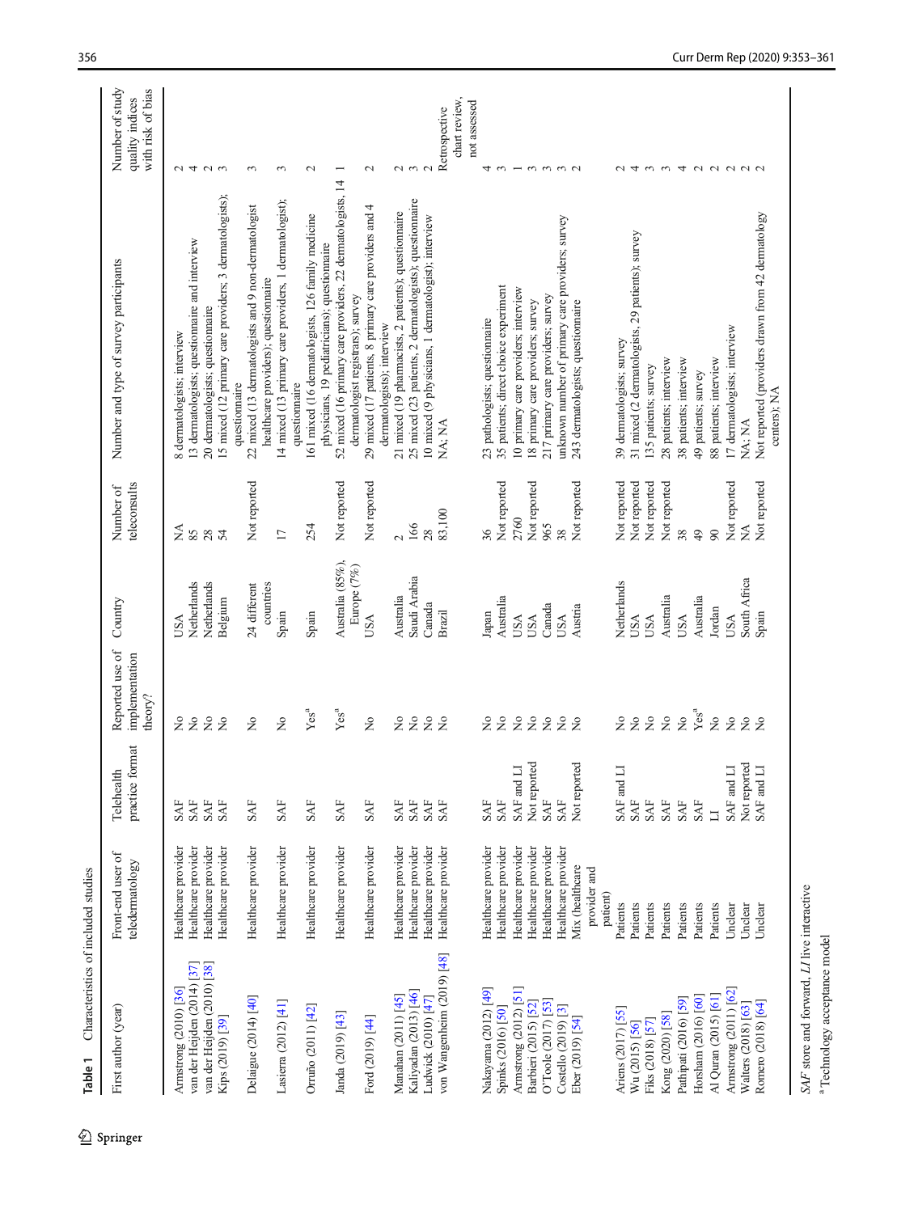**Table 1** Characteristics of included studies

| First author (year) | Front-end user of teledermatology | Telehealth practice format | Reported use of implementation theory? | Country | Number of teleconsults | Number and type of survey participants | Number of study quality indices with risk of bias |
|---|---|---|---|---|---|---|---|
| Armstrong (2010) [36] | Healthcare provider | SAF | No | USA | NA | 8 dermatologists; interview | 2 |
| van der Heijden (2014) [37] | Healthcare provider | SAF | No | Netherlands | 85 | 13 dermatologists; questionnaire and interview | 4 |
| van der Heijden (2010) [38] | Healthcare provider | SAF | No | Netherlands | 28 | 20 dermatologists; questionnaire | 2 |
| Kips (2019) [39] | Healthcare provider | SAF | No | Belgium | 54 | 15 mixed (12 primary care providers; 3 dermatologists); questionnaire | 3 |
| Delaigue (2014) [40] | Healthcare provider | SAF | No | 24 different countries | Not reported | 22 mixed (13 dermatologists and 9 non-dermatologist healthcare providers); questionnaire | 3 |
| Lasierra (2012) [41] | Healthcare provider | SAF | No | Spain | 17 | 14 mixed (13 primary care providers, 1 dermatologist); questionnaire | 3 |
| Orruño (2011) [42] | Healthcare provider | SAF | Yes[a] | Spain | 254 | 161 mixed (16 dermatologists, 126 family medicine physicians, 19 pediatricians); questionnaire | 2 |
| Janda (2019) [43] | Healthcare provider | SAF | Yes[a] | Australia (85%), Europe (7%) | Not reported | 52 mixed (16 primary care providers, 22 dermatologists, 14 dermatologist registrars); survey | 1 |
| Ford (2019) [44] | Healthcare provider | SAF | No | USA | Not reported | 29 mixed (17 patients, 8 primary care providers and 4 dermatologists); interview | 2 |
| Manahan (2011) [45] | Healthcare provider | SAF | No | Australia | 2 | 21 mixed (19 pharmacists, 2 patients); questionnaire | 2 |
| Kaliyadan (2013) [46] | Healthcare provider | SAF | No | Saudi Arabia | 166 | 25 mixed (23 patients, 2 dermatologists); questionnaire | 3 |
| Ludwick (2010) [47] | Healthcare provider | SAF | No | Canada | 28 | 10 mixed (9 physicians, 1 dermatologist); interview | 2 |
| von Wangenheim (2019) [48] | Healthcare provider | SAF | No | Brazil | 83,100 | NA; NA | Retrospective chart review, not assessed |
| Nakayama (2012) [49] | Healthcare provider | SAF | No | Japan | 36 | 23 pathologists; questionnaire | 4 |
| Spinks (2016) [50] | Healthcare provider | SAF | No | Australia | Not reported | 35 patients; direct choice experiment | 3 |
| Armstrong (2012) [51] | Healthcare provider | SAF and LI | No | USA | 2760 | 10 primary care providers; interview | 1 |
| Barbieri (2015) [52] | Healthcare provider | Not reported | No | USA | Not reported | 18 primary care providers; survey | 3 |
| O'Toole (2017) [53] | Healthcare provider | SAF | No | Canada | 965 | 217 primary care providers; survey | 3 |
| Costello (2019) [3] | Healthcare provider | SAF | No | USA | 38 | unknown number of primary care providers; survey | 3 |
| Eber (2019) [54] | Mix (healthcare provider and patient) | Not reported | No | Austria | Not reported | 243 dermatologists; questionnaire | 2 |
| Ariens (2017) [55] | Patients | SAF and LI | No | Netherlands | Not reported | 39 dermatologists; survey | 2 |
| Wu (2015) [56] | Patients | SAF | No | USA | Not reported | 31 mixed (2 dermatologists, 29 patients); survey | 4 |
| Fiks (2018) [57] | Patients | SAF | No | USA | Not reported | 135 patients; survey | 3 |
| Kong (2020) [58] | Patients | SAF | No | Australia | Not reported | 28 patients; interview | 3 |
| Pathipati (2016) [59] | Patients | SAF | No | USA | 38 | 38 patients; interview | 4 |
| Horsham (2016) [60] | Patients | SAF | Yes[a] | Australia | 49 | 49 patients; survey | 2 |
| Al Quran (2015) [61] | Patients | LI | No | Jordan | 90 | 88 patients; interview | 2 |
| Armstrong (2011) [62] | Unclear | SAF and LI | No | USA | Not reported | 17 dermatologists; interview | 2 |
| Walters (2018) [63] | Unclear | Not reported | No | South Africa | NA | NA; NA | 2 |
| Romero (2018) [64] | Unclear | SAF and LI | No | Spain | Not reported | Not reported (providers drawn from 42 dermatology centers); NA | 2 |

*SAF* store and forward, *LI* live interactive

[a] Technology acceptance model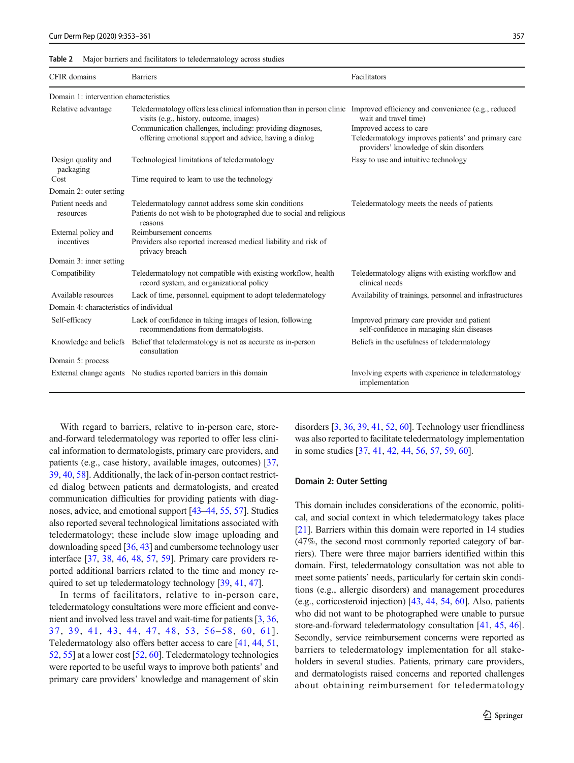Table 2 Major barriers and facilitators to teledermatology across studies

| CFIR domains | Barriers | Facilitators |
| --- | --- | --- |
| Domain 1: intervention characteristics | | |
| Relative advantage | Teledermatology offers less clinical information than in person clinic visits (e.g., history, outcome, images)<br>Communication challenges, including: providing diagnoses, offering emotional support and advice, having a dialog | Improved efficiency and convenience (e.g., reduced wait and travel time)<br>Improved access to care<br>Teledermatology improves patients' and primary care providers' knowledge of skin disorders |
| Design quality and packaging | Technological limitations of teledermatology | Easy to use and intuitive technology |
| Cost | Time required to learn to use the technology | |
| Domain 2: outer setting | | |
| Patient needs and resources | Teledermatology cannot address some skin conditions<br>Patients do not wish to be photographed due to social and religious reasons | Teledermatology meets the needs of patients |
| External policy and incentives | Reimbursement concerns<br>Providers also reported increased medical liability and risk of privacy breach | |
| Domain 3: inner setting | | |
| Compatibility | Teledermatology not compatible with existing workflow, health record system, and organizational policy | Teledermatology aligns with existing workflow and clinical needs |
| Available resources | Lack of time, personnel, equipment to adopt teledermatology | Availability of trainings, personnel and infrastructures |
| Domain 4: characteristics of individual | | |
| Self-efficacy | Lack of confidence in taking images of lesion, following recommendations from dermatologists. | Improved primary care provider and patient self-confidence in managing skin diseases |
| Knowledge and beliefs | Belief that teledermatology is not as accurate as in-person consultation | Beliefs in the usefulness of teledermatology |
| Domain 5: process | | |
| External change agents | No studies reported barriers in this domain | Involving experts with experience in teledermatology implementation |

With regard to barriers, relative to in-person care, store-and-forward teledermatology was reported to offer less clinical information to dermatologists, primary care providers, and patients (e.g., case history, available images, outcomes) [37, 39, 40, 58]. Additionally, the lack of in-person contact restricted dialog between patients and dermatologists, and created communication difficulties for providing patients with diagnoses, advice, and emotional support [43–44, 55, 57]. Studies also reported several technological limitations associated with teledermatology; these include slow image uploading and downloading speed [36, 43] and cumbersome technology user interface [37, 38, 46, 48, 57, 59]. Primary care providers reported additional barriers related to the time and money required to set up teledermatology technology [39, 41, 47].

In terms of facilitators, relative to in-person care, teledermatology consultations were more efficient and convenient and involved less travel and wait-time for patients [3, 36, 37, 39, 41, 43, 44, 47, 48, 53, 56–58, 60, 61]. Teledermatology also offers better access to care [41, 44, 51, 52, 55] at a lower cost [52, 60]. Teledermatology technologies were reported to be useful ways to improve both patients' and primary care providers' knowledge and management of skin disorders [3, 36, 39, 41, 52, 60]. Technology user friendliness was also reported to facilitate teledermatology implementation in some studies [37, 41, 42, 44, 56, 57, 59, 60].

### Domain 2: Outer Setting

This domain includes considerations of the economic, political, and social context in which teledermatology takes place [21]. Barriers within this domain were reported in 14 studies (47%, the second most commonly reported category of barriers). There were three major barriers identified within this domain. First, teledermatology consultation was not able to meet some patients' needs, particularly for certain skin conditions (e.g., allergic disorders) and management procedures (e.g., corticosteroid injection) [43, 44, 54, 60]. Also, patients who did not want to be photographed were unable to pursue store-and-forward teledermatology consultation [41, 45, 46]. Secondly, service reimbursement concerns were reported as barriers to teledermatology implementation for all stakeholders in several studies. Patients, primary care providers, and dermatologists raised concerns and reported challenges about obtaining reimbursement for teledermatology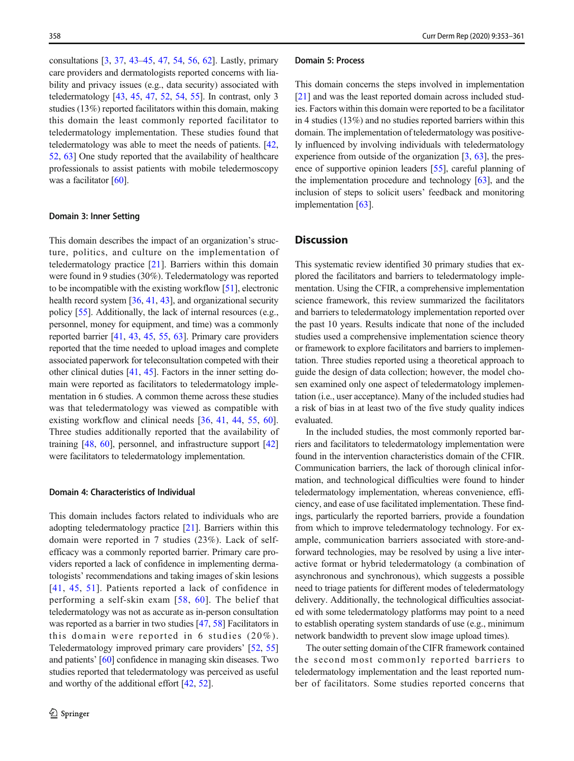consultations [3, 37, 43–45, 47, 54, 56, 62]. Lastly, primary care providers and dermatologists reported concerns with liability and privacy issues (e.g., data security) associated with teledermatology [43, 45, 47, 52, 54, 55]. In contrast, only 3 studies (13%) reported facilitators within this domain, making this domain the least commonly reported facilitator to teledermatology implementation. These studies found that teledermatology was able to meet the needs of patients. [42, 52, 63] One study reported that the availability of healthcare professionals to assist patients with mobile teledermoscopy was a facilitator [60].

#### Domain 3: Inner Setting

This domain describes the impact of an organization's structure, politics, and culture on the implementation of teledermatology practice [21]. Barriers within this domain were found in 9 studies (30%). Teledermatology was reported to be incompatible with the existing workflow [51], electronic health record system [36, 41, 43], and organizational security policy [55]. Additionally, the lack of internal resources (e.g., personnel, money for equipment, and time) was a commonly reported barrier [41, 43, 45, 55, 63]. Primary care providers reported that the time needed to upload images and complete associated paperwork for teleconsultation competed with their other clinical duties [41, 45]. Factors in the inner setting domain were reported as facilitators to teledermatology implementation in 6 studies. A common theme across these studies was that teledermatology was viewed as compatible with existing workflow and clinical needs [36, 41, 44, 55, 60]. Three studies additionally reported that the availability of training [48, 60], personnel, and infrastructure support [42] were facilitators to teledermatology implementation.

#### Domain 4: Characteristics of Individual

This domain includes factors related to individuals who are adopting teledermatology practice [21]. Barriers within this domain were reported in 7 studies (23%). Lack of self-efficacy was a commonly reported barrier. Primary care providers reported a lack of confidence in implementing dermatologists' recommendations and taking images of skin lesions [41, 45, 51]. Patients reported a lack of confidence in performing a self-skin exam [58, 60]. The belief that teledermatology was not as accurate as in-person consultation was reported as a barrier in two studies [47, 58] Facilitators in this domain were reported in 6 studies (20%). Teledermatology improved primary care providers' [52, 55] and patients' [60] confidence in managing skin diseases. Two studies reported that teledermatology was perceived as useful and worthy of the additional effort [42, 52].

#### Domain 5: Process

This domain concerns the steps involved in implementation [21] and was the least reported domain across included studies. Factors within this domain were reported to be a facilitator in 4 studies (13%) and no studies reported barriers within this domain. The implementation of teledermatology was positively influenced by involving individuals with teledermatology experience from outside of the organization [3, 63], the presence of supportive opinion leaders [55], careful planning of the implementation procedure and technology [63], and the inclusion of steps to solicit users' feedback and monitoring implementation [63].

## Discussion

This systematic review identified 30 primary studies that explored the facilitators and barriers to teledermatology implementation. Using the CFIR, a comprehensive implementation science framework, this review summarized the facilitators and barriers to teledermatology implementation reported over the past 10 years. Results indicate that none of the included studies used a comprehensive implementation science theory or framework to explore facilitators and barriers to implementation. Three studies reported using a theoretical approach to guide the design of data collection; however, the model chosen examined only one aspect of teledermatology implementation (i.e., user acceptance). Many of the included studies had a risk of bias in at least two of the five study quality indices evaluated.

In the included studies, the most commonly reported barriers and facilitators to teledermatology implementation were found in the intervention characteristics domain of the CFIR. Communication barriers, the lack of thorough clinical information, and technological difficulties were found to hinder teledermatology implementation, whereas convenience, efficiency, and ease of use facilitated implementation. These findings, particularly the reported barriers, provide a foundation from which to improve teledermatology technology. For example, communication barriers associated with store-and-forward technologies, may be resolved by using a live interactive format or hybrid teledermatology (a combination of asynchronous and synchronous), which suggests a possible need to triage patients for different modes of teledermatology delivery. Additionally, the technological difficulties associated with some teledermatology platforms may point to a need to establish operating system standards of use (e.g., minimum network bandwidth to prevent slow image upload times).

The outer setting domain of the CIFR framework contained the second most commonly reported barriers to teledermatology implementation and the least reported number of facilitators. Some studies reported concerns that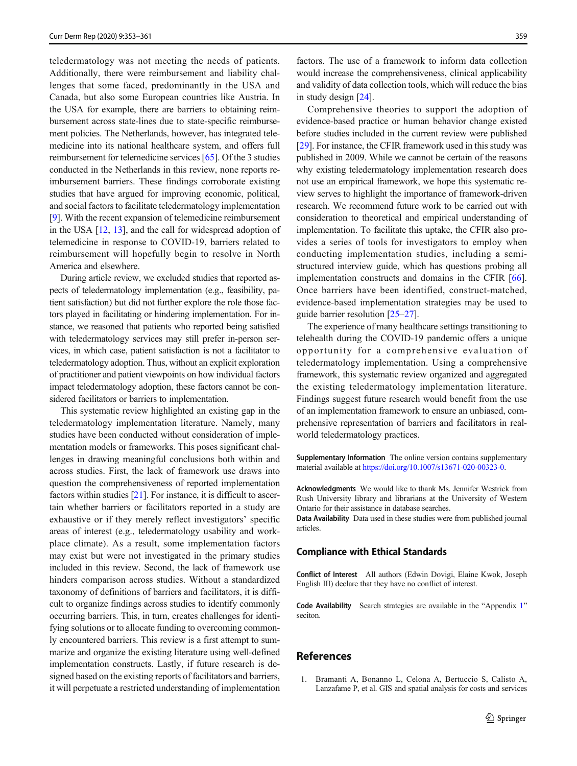teledermatology was not meeting the needs of patients. Additionally, there were reimbursement and liability challenges that some faced, predominantly in the USA and Canada, but also some European countries like Austria. In the USA for example, there are barriers to obtaining reimbursement across state-lines due to state-specific reimbursement policies. The Netherlands, however, has integrated telemedicine into its national healthcare system, and offers full reimbursement for telemedicine services [65]. Of the 3 studies conducted in the Netherlands in this review, none reports reimbursement barriers. These findings corroborate existing studies that have argued for improving economic, political, and social factors to facilitate teledermatology implementation [9]. With the recent expansion of telemedicine reimbursement in the USA [12, 13], and the call for widespread adoption of telemedicine in response to COVID-19, barriers related to reimbursement will hopefully begin to resolve in North America and elsewhere.

During article review, we excluded studies that reported aspects of teledermatology implementation (e.g., feasibility, patient satisfaction) but did not further explore the role those factors played in facilitating or hindering implementation. For instance, we reasoned that patients who reported being satisfied with teledermatology services may still prefer in-person services, in which case, patient satisfaction is not a facilitator to teledermatology adoption. Thus, without an explicit exploration of practitioner and patient viewpoints on how individual factors impact teledermatology adoption, these factors cannot be considered facilitators or barriers to implementation.

This systematic review highlighted an existing gap in the teledermatology implementation literature. Namely, many studies have been conducted without consideration of implementation models or frameworks. This poses significant challenges in drawing meaningful conclusions both within and across studies. First, the lack of framework use draws into question the comprehensiveness of reported implementation factors within studies [21]. For instance, it is difficult to ascertain whether barriers or facilitators reported in a study are exhaustive or if they merely reflect investigators' specific areas of interest (e.g., teledermatology usability and workplace climate). As a result, some implementation factors may exist but were not investigated in the primary studies included in this review. Second, the lack of framework use hinders comparison across studies. Without a standardized taxonomy of definitions of barriers and facilitators, it is difficult to organize findings across studies to identify commonly occurring barriers. This, in turn, creates challenges for identifying solutions or to allocate funding to overcoming commonly encountered barriers. This review is a first attempt to summarize and organize the existing literature using well-defined implementation constructs. Lastly, if future research is designed based on the existing reports of facilitators and barriers, it will perpetuate a restricted understanding of implementation factors. The use of a framework to inform data collection would increase the comprehensiveness, clinical applicability and validity of data collection tools, which will reduce the bias in study design [24].

Comprehensive theories to support the adoption of evidence-based practice or human behavior change existed before studies included in the current review were published [29]. For instance, the CFIR framework used in this study was published in 2009. While we cannot be certain of the reasons why existing teledermatology implementation research does not use an empirical framework, we hope this systematic review serves to highlight the importance of framework-driven research. We recommend future work to be carried out with consideration to theoretical and empirical understanding of implementation. To facilitate this uptake, the CFIR also provides a series of tools for investigators to employ when conducting implementation studies, including a semi-structured interview guide, which has questions probing all implementation constructs and domains in the CFIR [66]. Once barriers have been identified, construct-matched, evidence-based implementation strategies may be used to guide barrier resolution [25–27].

The experience of many healthcare settings transitioning to telehealth during the COVID-19 pandemic offers a unique opportunity for a comprehensive evaluation of teledermatology implementation. Using a comprehensive framework, this systematic review organized and aggregated the existing teledermatology implementation literature. Findings suggest future research would benefit from the use of an implementation framework to ensure an unbiased, comprehensive representation of barriers and facilitators in real-world teledermatology practices.

**Supplementary Information** The online version contains supplementary material available at https://doi.org/10.1007/s13671-020-00323-0.

**Acknowledgments** We would like to thank Ms. Jennifer Westrick from Rush University library and librarians at the University of Western Ontario for their assistance in database searches.

**Data Availability** Data used in these studies were from published journal articles.

## Compliance with Ethical Standards

**Conflict of Interest** All authors (Edwin Dovigi, Elaine Kwok, Joseph English III) declare that they have no conflict of interest.

**Code Availability** Search strategies are available in the "Appendix 1" seciton.

## References

1. Bramanti A, Bonanno L, Celona A, Bertuccio S, Calisto A, Lanzafame P, et al. GIS and spatial analysis for costs and services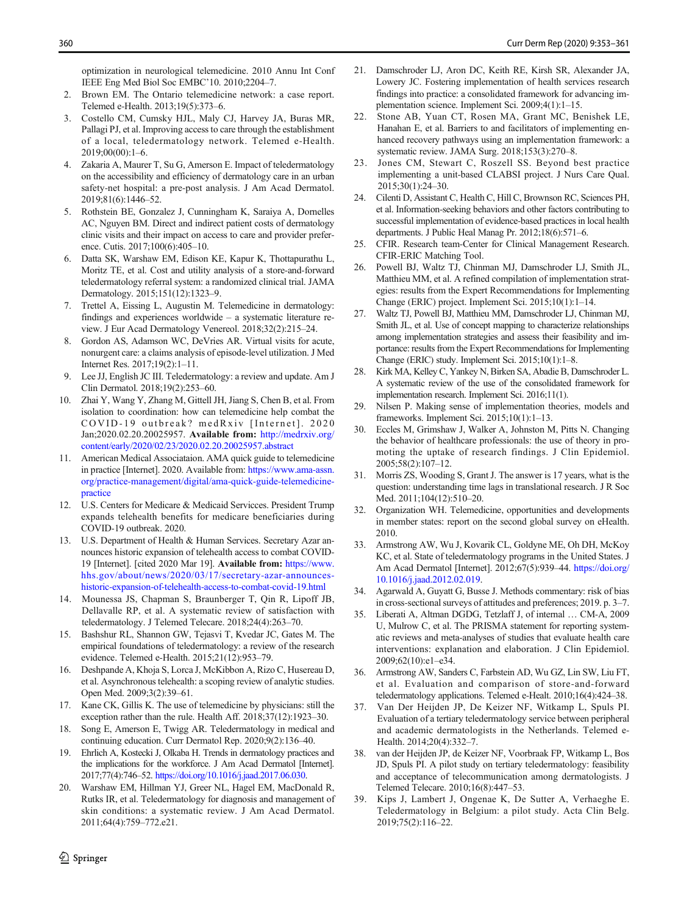optimization in neurological telemedicine. 2010 Annu Int Conf IEEE Eng Med Biol Soc EMBC'10. 2010;2204–7.

2. Brown EM. The Ontario telemedicine network: a case report. Telemed e-Health. 2013;19(5):373–6.
3. Costello CM, Cumsky HJL, Maly CJ, Harvey JA, Buras MR, Pallagi PJ, et al. Improving access to care through the establishment of a local, teledermatology network. Telemed e-Health. 2019;00(00):1–6.
4. Zakaria A, Maurer T, Su G, Amerson E. Impact of teledermatology on the accessibility and efficiency of dermatology care in an urban safety-net hospital: a pre-post analysis. J Am Acad Dermatol. 2019;81(6):1446–52.
5. Rothstein BE, Gonzalez J, Cunningham K, Saraiya A, Dornelles AC, Nguyen BM. Direct and indirect patient costs of dermatology clinic visits and their impact on access to care and provider preference. Cutis. 2017;100(6):405–10.
6. Datta SK, Warshaw EM, Edison KE, Kapur K, Thottapurathu L, Moritz TE, et al. Cost and utility analysis of a store-and-forward teledermatology referral system: a randomized clinical trial. JAMA Dermatology. 2015;151(12):1323–9.
7. Trettel A, Eissing L, Augustin M. Telemedicine in dermatology: findings and experiences worldwide – a systematic literature review. J Eur Acad Dermatology Venereol. 2018;32(2):215–24.
8. Gordon AS, Adamson WC, DeVries AR. Virtual visits for acute, nonurgent care: a claims analysis of episode-level utilization. J Med Internet Res. 2017;19(2):1–11.
9. Lee JJ, English JC III. Teledermatology: a review and update. Am J Clin Dermatol. 2018;19(2):253–60.
10. Zhai Y, Wang Y, Zhang M, Gittell JH, Jiang S, Chen B, et al. From isolation to coordination: how can telemedicine help combat the COVID-19 outbreak? medRxiv [Internet]. 2020 Jan;2020.02.20.20025957. **Available from:** http://medrxiv.org/content/early/2020/02/23/2020.02.20.20025957.abstract
11. American Medical Associataion. AMA quick guide to telemedicine in practice [Internet]. 2020. Available from: https://www.ama-assn.org/practice-management/digital/ama-quick-guide-telemedicine-practice
12. U.S. Centers for Medicare & Medicaid Servicces. President Trump expands telehealth benefits for medicare beneficiaries during COVID-19 outbreak. 2020.
13. U.S. Department of Health & Human Services. Secretary Azar announces historic expansion of telehealth access to combat COVID-19 [Internet]. [cited 2020 Mar 19]. **Available from:** https://www.hhs.gov/about/news/2020/03/17/secretary-azar-announces-historic-expansion-of-telehealth-access-to-combat-covid-19.html
14. Mounessa JS, Chapman S, Braunberger T, Qin R, Lipoff JB, Dellavalle RP, et al. A systematic review of satisfaction with teledermatology. J Telemed Telecare. 2018;24(4):263–70.
15. Bashshur RL, Shannon GW, Tejasvi T, Kvedar JC, Gates M. The empirical foundations of teledermatology: a review of the research evidence. Telemed e-Health. 2015;21(12):953–79.
16. Deshpande A, Khoja S, Lorca J, McKibbon A, Rizo C, Husereau D, et al. Asynchronous telehealth: a scoping review of analytic studies. Open Med. 2009;3(2):39–61.
17. Kane CK, Gillis K. The use of telemedicine by physicians: still the exception rather than the rule. Health Aff. 2018;37(12):1923–30.
18. Song E, Amerson E, Twigg AR. Teledermatology in medical and continuing education. Curr Dermatol Rep. 2020;9(2):136–40.
19. Ehrlich A, Kostecki J, Olkaba H. Trends in dermatology practices and the implications for the workforce. J Am Acad Dermatol [Internet]. 2017;77(4):746–52. https://doi.org/10.1016/j.jaad.2017.06.030.
20. Warshaw EM, Hillman YJ, Greer NL, Hagel EM, MacDonald R, Rutks IR, et al. Teledermatology for diagnosis and management of skin conditions: a systematic review. J Am Acad Dermatol. 2011;64(4):759–772.e21.
21. Damschroder LJ, Aron DC, Keith RE, Kirsh SR, Alexander JA, Lowery JC. Fostering implementation of health services research findings into practice: a consolidated framework for advancing implementation science. Implement Sci. 2009;4(1):1–15.
22. Stone AB, Yuan CT, Rosen MA, Grant MC, Benishek LE, Hanahan E, et al. Barriers to and facilitators of implementing enhanced recovery pathways using an implementation framework: a systematic review. JAMA Surg. 2018;153(3):270–8.
23. Jones CM, Stewart C, Roszell SS. Beyond best practice implementing a unit-based CLABSI project. J Nurs Care Qual. 2015;30(1):24–30.
24. Cilenti D, Assistant C, Health C, Hill C, Brownson RC, Sciences PH, et al. Information-seeking behaviors and other factors contributing to successful implementation of evidence-based practices in local health departments. J Public Heal Manag Pr. 2012;18(6):571–6.
25. CFIR. Research team-Center for Clinical Management Research. CFIR-ERIC Matching Tool.
26. Powell BJ, Waltz TJ, Chinman MJ, Damschroder LJ, Smith JL, Matthieu MM, et al. A refined compilation of implementation strategies: results from the Expert Recommendations for Implementing Change (ERIC) project. Implement Sci. 2015;10(1):1–14.
27. Waltz TJ, Powell BJ, Matthieu MM, Damschroder LJ, Chinman MJ, Smith JL, et al. Use of concept mapping to characterize relationships among implementation strategies and assess their feasibility and importance: results from the Expert Recommendations for Implementing Change (ERIC) study. Implement Sci. 2015;10(1):1–8.
28. Kirk MA, Kelley C, Yankey N, Birken SA, Abadie B, Damschroder L. A systematic review of the use of the consolidated framework for implementation research. Implement Sci. 2016;11(1).
29. Nilsen P. Making sense of implementation theories, models and frameworks. Implement Sci. 2015;10(1):1–13.
30. Eccles M, Grimshaw J, Walker A, Johnston M, Pitts N. Changing the behavior of healthcare professionals: the use of theory in promoting the uptake of research findings. J Clin Epidemiol. 2005;58(2):107–12.
31. Morris ZS, Wooding S, Grant J. The answer is 17 years, what is the question: understanding time lags in translational research. J R Soc Med. 2011;104(12):510–20.
32. Organization WH. Telemedicine, opportunities and developments in member states: report on the second global survey on eHealth. 2010.
33. Armstrong AW, Wu J, Kovarik CL, Goldyne ME, Oh DH, McKoy KC, et al. State of teledermatology programs in the United States. J Am Acad Dermatol [Internet]. 2012;67(5):939–44. https://doi.org/10.1016/j.jaad.2012.02.019.
34. Agarwald A, Guyatt G, Busse J. Methods commentary: risk of bias in cross-sectional surveys of attitudes and preferences; 2019. p. 3–7.
35. Liberati A, Altman DGDG, Tetzlaff J, of internal … CM-A, 2009 U, Mulrow C, et al. The PRISMA statement for reporting systematic reviews and meta-analyses of studies that evaluate health care interventions: explanation and elaboration. J Clin Epidemiol. 2009;62(10):e1–e34.
36. Armstrong AW, Sanders C, Farbstein AD, Wu GZ, Lin SW, Liu FT, et al. Evaluation and comparison of store-and-forward teledermatology applications. Telemed e-Healt. 2010;16(4):424–38.
37. Van Der Heijden JP, De Keizer NF, Witkamp L, Spuls PI. Evaluation of a tertiary teledermatology service between peripheral and academic dermatologists in the Netherlands. Telemed e-Health. 2014;20(4):332–7.
38. van der Heijden JP, de Keizer NF, Voorbraak FP, Witkamp L, Bos JD, Spuls PI. A pilot study on tertiary teledermatology: feasibility and acceptance of telecommunication among dermatologists. J Telemed Telecare. 2010;16(8):447–53.
39. Kips J, Lambert J, Ongenae K, De Sutter A, Verhaeghe E. Teledermatology in Belgium: a pilot study. Acta Clin Belg. 2019;75(2):116–22.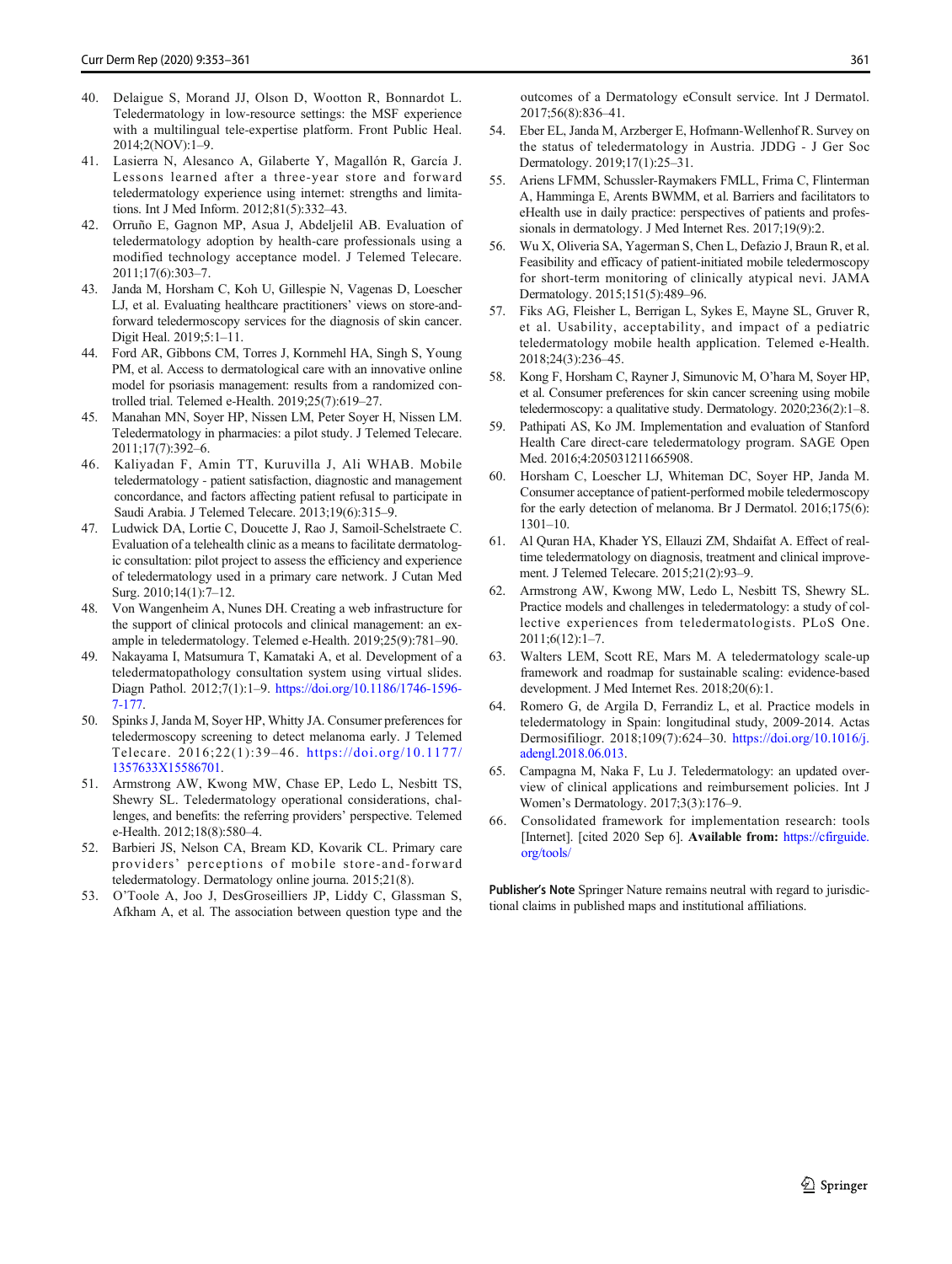40. Delaigue S, Morand JJ, Olson D, Wootton R, Bonnardot L. Teledermatology in low-resource settings: the MSF experience with a multilingual tele-expertise platform. Front Public Heal. 2014;2(NOV):1–9.
41. Lasierra N, Alesanco A, Gilaberte Y, Magallón R, García J. Lessons learned after a three-year store and forward teledermatology experience using internet: strengths and limitations. Int J Med Inform. 2012;81(5):332–43.
42. Orruño E, Gagnon MP, Asua J, Abdeljelil AB. Evaluation of teledermatology adoption by health-care professionals using a modified technology acceptance model. J Telemed Telecare. 2011;17(6):303–7.
43. Janda M, Horsham C, Koh U, Gillespie N, Vagenas D, Loescher LJ, et al. Evaluating healthcare practitioners' views on store-and-forward teledermoscopy services for the diagnosis of skin cancer. Digit Heal. 2019;5:1–11.
44. Ford AR, Gibbons CM, Torres J, Kornmehl HA, Singh S, Young PM, et al. Access to dermatological care with an innovative online model for psoriasis management: results from a randomized controlled trial. Telemed e-Health. 2019;25(7):619–27.
45. Manahan MN, Soyer HP, Nissen LM, Peter Soyer H, Nissen LM. Teledermatology in pharmacies: a pilot study. J Telemed Telecare. 2011;17(7):392–6.
46. Kaliyadan F, Amin TT, Kuruvilla J, Ali WHAB. Mobile teledermatology - patient satisfaction, diagnostic and management concordance, and factors affecting patient refusal to participate in Saudi Arabia. J Telemed Telecare. 2013;19(6):315–9.
47. Ludwick DA, Lortie C, Doucette J, Rao J, Samoil-Schelstraete C. Evaluation of a telehealth clinic as a means to facilitate dermatologic consultation: pilot project to assess the efficiency and experience of teledermatology used in a primary care network. J Cutan Med Surg. 2010;14(1):7–12.
48. Von Wangenheim A, Nunes DH. Creating a web infrastructure for the support of clinical protocols and clinical management: an example in teledermatology. Telemed e-Health. 2019;25(9):781–90.
49. Nakayama I, Matsumura T, Kamataki A, et al. Development of a teledermatopathology consultation system using virtual slides. Diagn Pathol. 2012;7(1):1–9. https://doi.org/10.1186/1746-1596-7-177.
50. Spinks J, Janda M, Soyer HP, Whitty JA. Consumer preferences for teledermoscopy screening to detect melanoma early. J Telemed Telecare. 2016;22(1):39–46. https://doi.org/10.1177/1357633X15586701.
51. Armstrong AW, Kwong MW, Chase EP, Ledo L, Nesbitt TS, Shewry SL. Teledermatology operational considerations, challenges, and benefits: the referring providers' perspective. Telemed e-Health. 2012;18(8):580–4.
52. Barbieri JS, Nelson CA, Bream KD, Kovarik CL. Primary care providers' perceptions of mobile store-and-forward teledermatology. Dermatology online journa. 2015;21(8).
53. O'Toole A, Joo J, DesGroseilliers JP, Liddy C, Glassman S, Afkham A, et al. The association between question type and the outcomes of a Dermatology eConsult service. Int J Dermatol. 2017;56(8):836–41.
54. Eber EL, Janda M, Arzberger E, Hofmann-Wellenhof R. Survey on the status of teledermatology in Austria. JDDG - J Ger Soc Dermatology. 2019;17(1):25–31.
55. Ariens LFMM, Schussler-Raymakers FMLL, Frima C, Flinterman A, Hamminga E, Arents BWMM, et al. Barriers and facilitators to eHealth use in daily practice: perspectives of patients and professionals in dermatology. J Med Internet Res. 2017;19(9):2.
56. Wu X, Oliveria SA, Yagerman S, Chen L, Defazio J, Braun R, et al. Feasibility and efficacy of patient-initiated mobile teledermoscopy for short-term monitoring of clinically atypical nevi. JAMA Dermatology. 2015;151(5):489–96.
57. Fiks AG, Fleisher L, Berrigan L, Sykes E, Mayne SL, Gruver R, et al. Usability, acceptability, and impact of a pediatric teledermatology mobile health application. Telemed e-Health. 2018;24(3):236–45.
58. Kong F, Horsham C, Rayner J, Simunovic M, O'hara M, Soyer HP, et al. Consumer preferences for skin cancer screening using mobile teledermoscopy: a qualitative study. Dermatology. 2020;236(2):1–8.
59. Pathipati AS, Ko JM. Implementation and evaluation of Stanford Health Care direct-care teledermatology program. SAGE Open Med. 2016;4:205031211665908.
60. Horsham C, Loescher LJ, Whiteman DC, Soyer HP, Janda M. Consumer acceptance of patient-performed mobile teledermoscopy for the early detection of melanoma. Br J Dermatol. 2016;175(6):1301–10.
61. Al Quran HA, Khader YS, Ellauzi ZM, Shdaifat A. Effect of real-time teledermatology on diagnosis, treatment and clinical improvement. J Telemed Telecare. 2015;21(2):93–9.
62. Armstrong AW, Kwong MW, Ledo L, Nesbitt TS, Shewry SL. Practice models and challenges in teledermatology: a study of collective experiences from teledermatologists. PLoS One. 2011;6(12):1–7.
63. Walters LEM, Scott RE, Mars M. A teledermatology scale-up framework and roadmap for sustainable scaling: evidence-based development. J Med Internet Res. 2018;20(6):1.
64. Romero G, de Argila D, Ferrandiz L, et al. Practice models in teledermatology in Spain: longitudinal study, 2009-2014. Actas Dermosifiliogr. 2018;109(7):624–30. https://doi.org/10.1016/j.adengl.2018.06.013.
65. Campagna M, Naka F, Lu J. Teledermatology: an updated overview of clinical applications and reimbursement policies. Int J Women's Dermatology. 2017;3(3):176–9.
66. Consolidated framework for implementation research: tools [Internet]. [cited 2020 Sep 6]. **Available from:** https://cfirguide.org/tools/

**Publisher's Note** Springer Nature remains neutral with regard to jurisdictional claims in published maps and institutional affiliations.